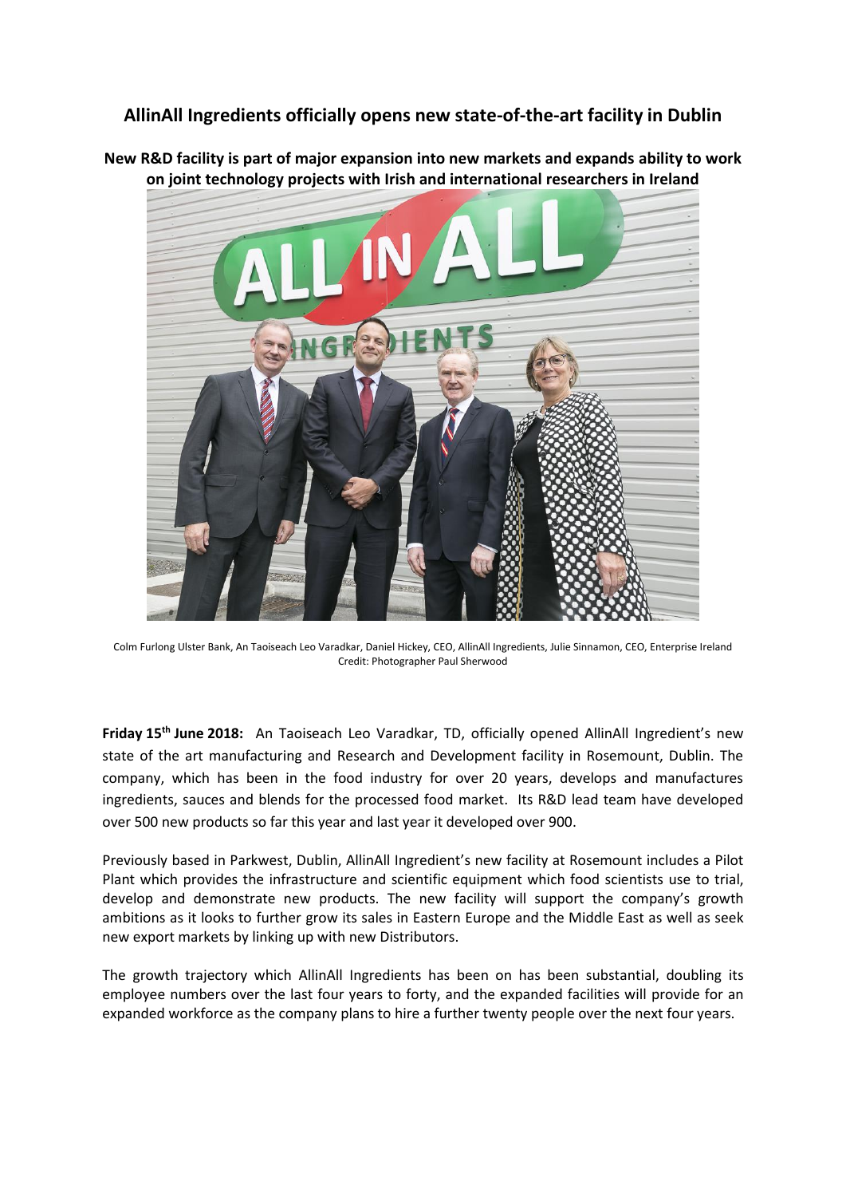# AllinAll Ingredients officially opens new state-of-the-art facility in Dublin

**New R&D facility is part of major expansion into new markets and expands ability to work on joint technology projects with Irish and international researchers in Ireland**

Colm Furlong Ulster Bank, An Taoiseach Leo Varadkar, Daniel Hickey, CEO, AllinAll Ingredients, Julie Sinnamon, CEO, Enterprise Ireland
Credit: Photographer Paul Sherwood

**Friday 15th June 2018:** An Taoiseach Leo Varadkar, TD, officially opened AllinAll Ingredient's new state of the art manufacturing and Research and Development facility in Rosemount, Dublin. The company, which has been in the food industry for over 20 years, develops and manufactures ingredients, sauces and blends for the processed food market. Its R&D lead team have developed over 500 new products so far this year and last year it developed over 900.

Previously based in Parkwest, Dublin, AllinAll Ingredient's new facility at Rosemount includes a Pilot Plant which provides the infrastructure and scientific equipment which food scientists use to trial, develop and demonstrate new products. The new facility will support the company's growth ambitions as it looks to further grow its sales in Eastern Europe and the Middle East as well as seek new export markets by linking up with new Distributors.

The growth trajectory which AllinAll Ingredients has been on has been substantial, doubling its employee numbers over the last four years to forty, and the expanded facilities will provide for an expanded workforce as the company plans to hire a further twenty people over the next four years.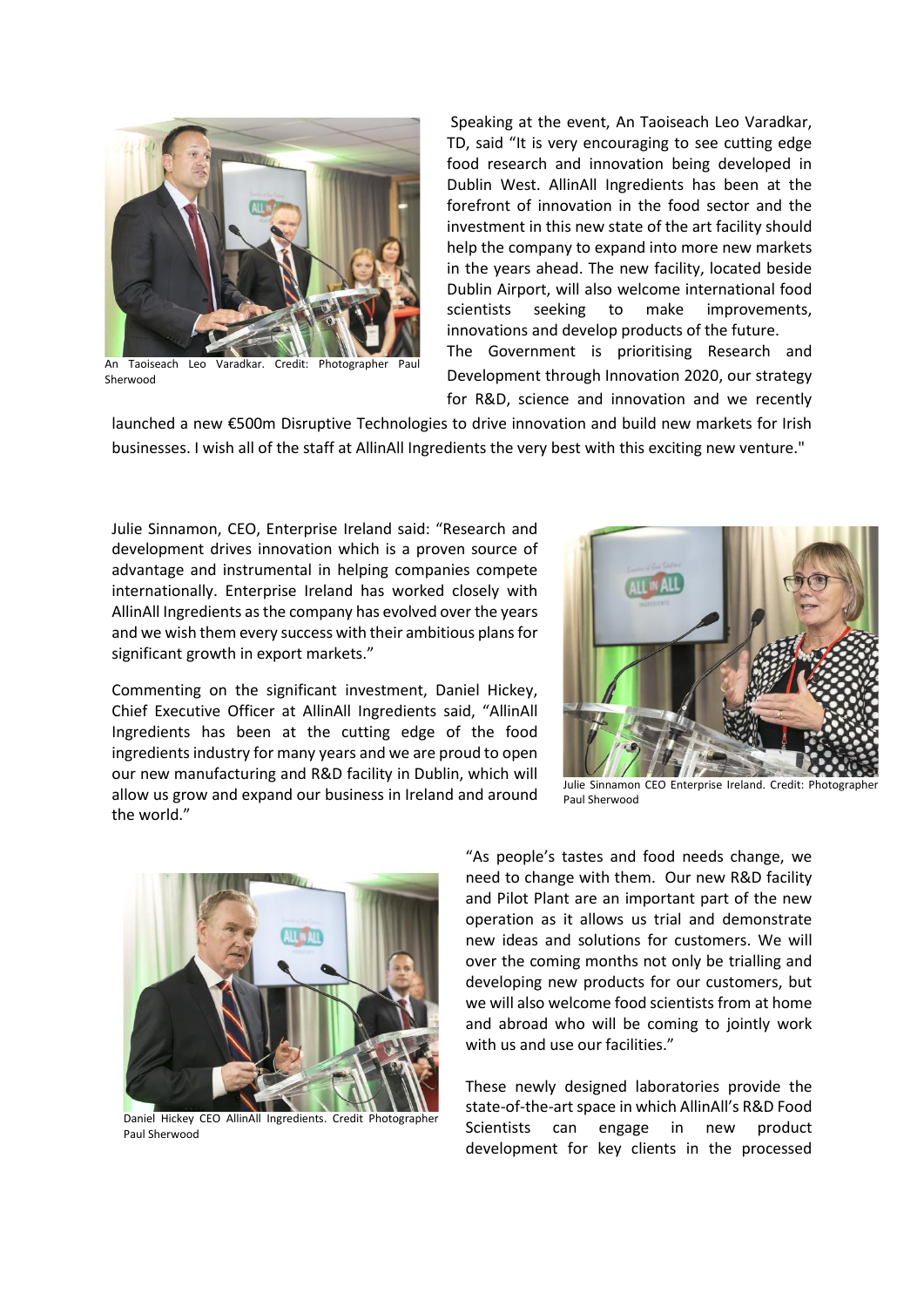Speaking at the event, An Taoiseach Leo Varadkar, TD, said "It is very encouraging to see cutting edge food research and innovation being developed in Dublin West. AllinAll Ingredients has been at the forefront of innovation in the food sector and the investment in this new state of the art facility should help the company to expand into more new markets in the years ahead. The new facility, located beside Dublin Airport, will also welcome international food scientists seeking to make improvements, innovations and develop products of the future. The Government is prioritising Research and Development through Innovation 2020, our strategy for R&D, science and innovation and we recently launched a new €500m Disruptive Technologies to drive innovation and build new markets for Irish businesses. I wish all of the staff at AllinAll Ingredients the very best with this exciting new venture."

An Taoiseach Leo Varadkar. Credit: Photographer Paul Sherwood

Julie Sinnamon, CEO, Enterprise Ireland said: "Research and development drives innovation which is a proven source of advantage and instrumental in helping companies compete internationally. Enterprise Ireland has worked closely with AllinAll Ingredients as the company has evolved over the years and we wish them every success with their ambitious plans for significant growth in export markets."

Julie Sinnamon CEO Enterprise Ireland. Credit: Photographer Paul Sherwood

Commenting on the significant investment, Daniel Hickey, Chief Executive Officer at AllinAll Ingredients said, "AllinAll Ingredients has been at the cutting edge of the food ingredients industry for many years and we are proud to open our new manufacturing and R&D facility in Dublin, which will allow us grow and expand our business in Ireland and around the world."

"As people's tastes and food needs change, we need to change with them. Our new R&D facility and Pilot Plant are an important part of the new operation as it allows us trial and demonstrate new ideas and solutions for customers. We will over the coming months not only be trialling and developing new products for our customers, but we will also welcome food scientists from at home and abroad who will be coming to jointly work with us and use our facilities."

Daniel Hickey CEO AllinAll Ingredients. Credit Photographer Paul Sherwood

These newly designed laboratories provide the state-of-the-art space in which AllinAll's R&D Food Scientists can engage in new product development for key clients in the processed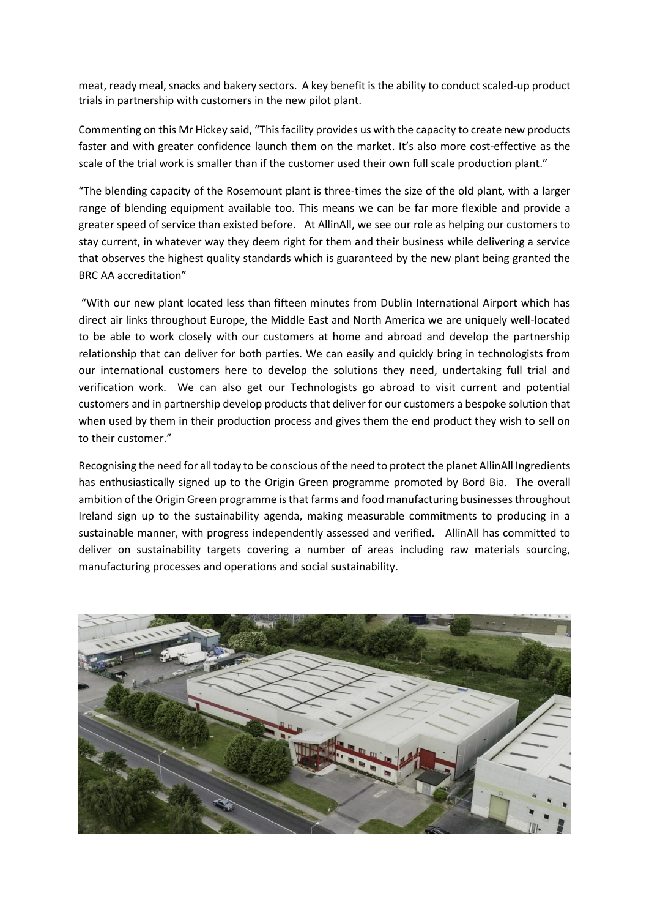meat, ready meal, snacks and bakery sectors. A key benefit is the ability to conduct scaled-up product trials in partnership with customers in the new pilot plant.

Commenting on this Mr Hickey said, "This facility provides us with the capacity to create new products faster and with greater confidence launch them on the market. It's also more cost-effective as the scale of the trial work is smaller than if the customer used their own full scale production plant."

"The blending capacity of the Rosemount plant is three-times the size of the old plant, with a larger range of blending equipment available too. This means we can be far more flexible and provide a greater speed of service than existed before. At AllinAll, we see our role as helping our customers to stay current, in whatever way they deem right for them and their business while delivering a service that observes the highest quality standards which is guaranteed by the new plant being granted the BRC AA accreditation"

"With our new plant located less than fifteen minutes from Dublin International Airport which has direct air links throughout Europe, the Middle East and North America we are uniquely well-located to be able to work closely with our customers at home and abroad and develop the partnership relationship that can deliver for both parties. We can easily and quickly bring in technologists from our international customers here to develop the solutions they need, undertaking full trial and verification work. We can also get our Technologists go abroad to visit current and potential customers and in partnership develop products that deliver for our customers a bespoke solution that when used by them in their production process and gives them the end product they wish to sell on to their customer."

Recognising the need for all today to be conscious of the need to protect the planet AllinAll Ingredients has enthusiastically signed up to the Origin Green programme promoted by Bord Bia. The overall ambition of the Origin Green programme is that farms and food manufacturing businesses throughout Ireland sign up to the sustainability agenda, making measurable commitments to producing in a sustainable manner, with progress independently assessed and verified. AllinAll has committed to deliver on sustainability targets covering a number of areas including raw materials sourcing, manufacturing processes and operations and social sustainability.